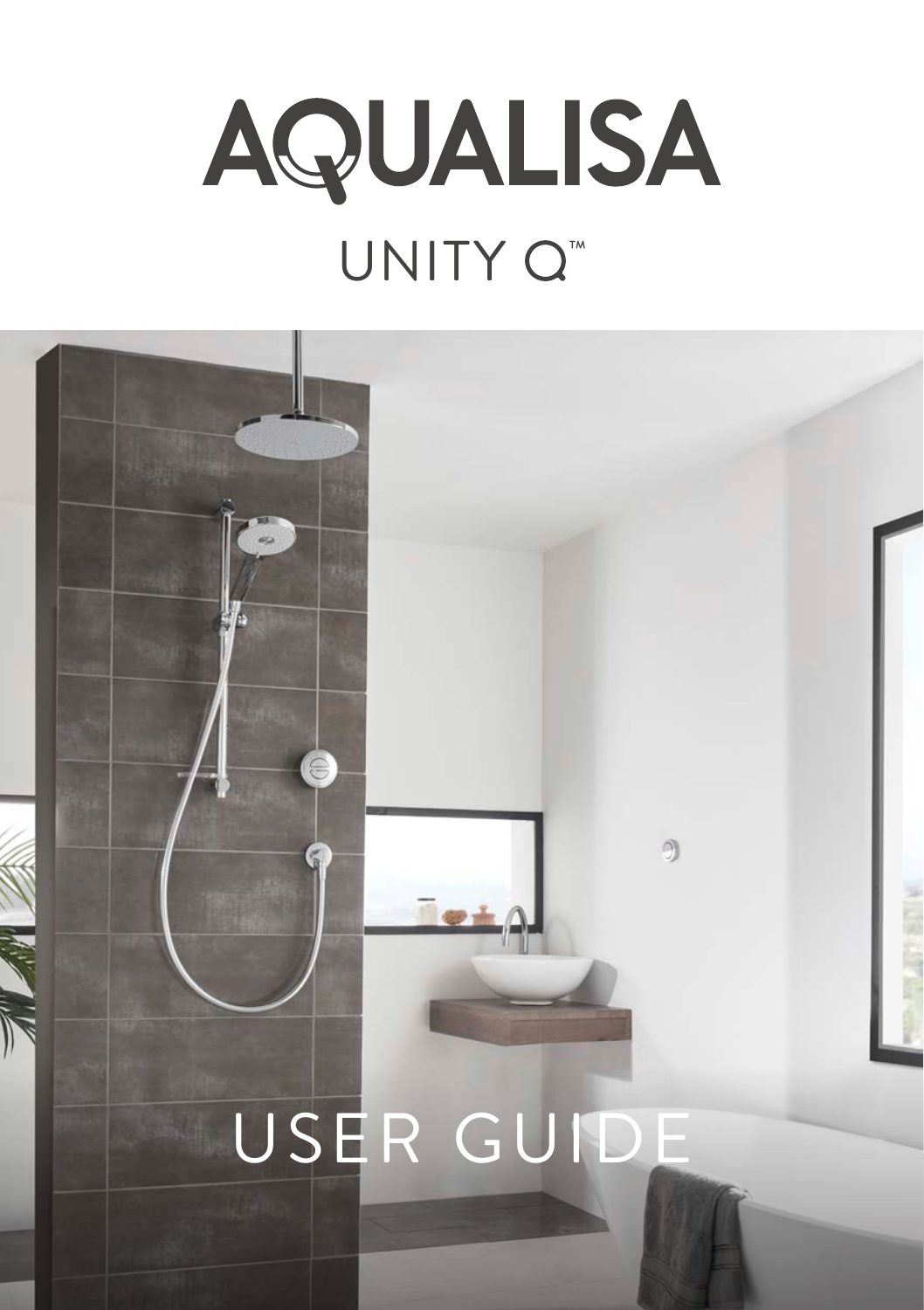# AQUALISA

## UNITY Q™

# USER GUIDE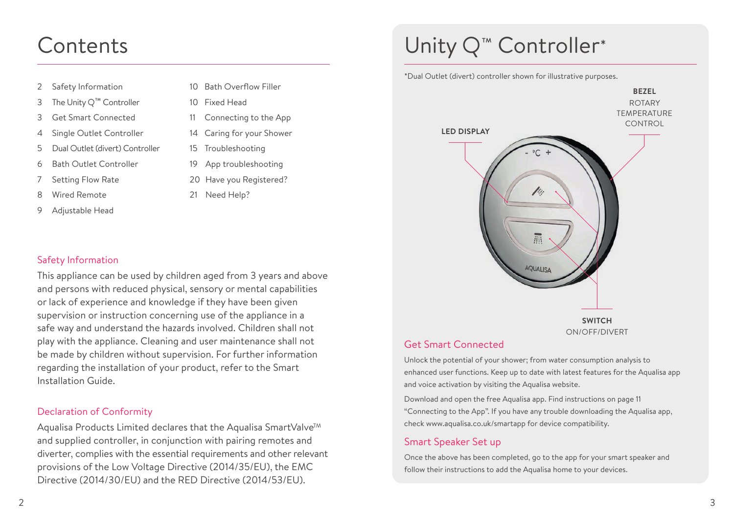# Contents

- 2 Safety Information
- 3 The Unity Q™ Controller
- 3 Get Smart Connected
- 4 Single Outlet Controller
- 5 Dual Outlet (divert) Controller
- 6 Bath Outlet Controller
- 7 Setting Flow Rate
- 8 Wired Remote
- 9 Adjustable Head
- 10 Bath Overflow Filler
- 10 Fixed Head
- 11 Connecting to the App
- 14 Caring for your Shower
- 15 Troubleshooting
- 19 App troubleshooting
- 20 Have you Registered?
- 21 Need Help?

## Safety Information

This appliance can be used by children aged from 3 years and above and persons with reduced physical, sensory or mental capabilities or lack of experience and knowledge if they have been given supervision or instruction concerning use of the appliance in a safe way and understand the hazards involved. Children shall not play with the appliance. Cleaning and user maintenance shall not be made by children without supervision. For further information regarding the installation of your product, refer to the Smart Installation Guide.

## Declaration of Conformity

Aqualisa Products Limited declares that the Aqualisa SmartValve™ and supplied controller, in conjunction with pairing remotes and diverter, complies with the essential requirements and other relevant provisions of the Low Voltage Directive (2014/35/EU), the EMC Directive (2014/30/EU) and the RED Directive (2014/53/EU).

# Unity Q™ Controller*

*Dual Outlet (divert) controller shown for illustrative purposes.

**BEZEL**
ROTARY TEMPERATURE CONTROL

**LED DISPLAY**

**SWITCH**
ON/OFF/DIVERT

## Get Smart Connected

Unlock the potential of your shower; from water consumption analysis to enhanced user functions. Keep up to date with latest features for the Aqualisa app and voice activation by visiting the Aqualisa website.

Download and open the free Aqualisa app. Find instructions on page 11 "Connecting to the App". If you have any trouble downloading the Aqualisa app, check www.aqualisa.co.uk/smartapp for device compatibility.

## Smart Speaker Set up

Once the above has been completed, go to the app for your smart speaker and follow their instructions to add the Aqualisa home to your devices.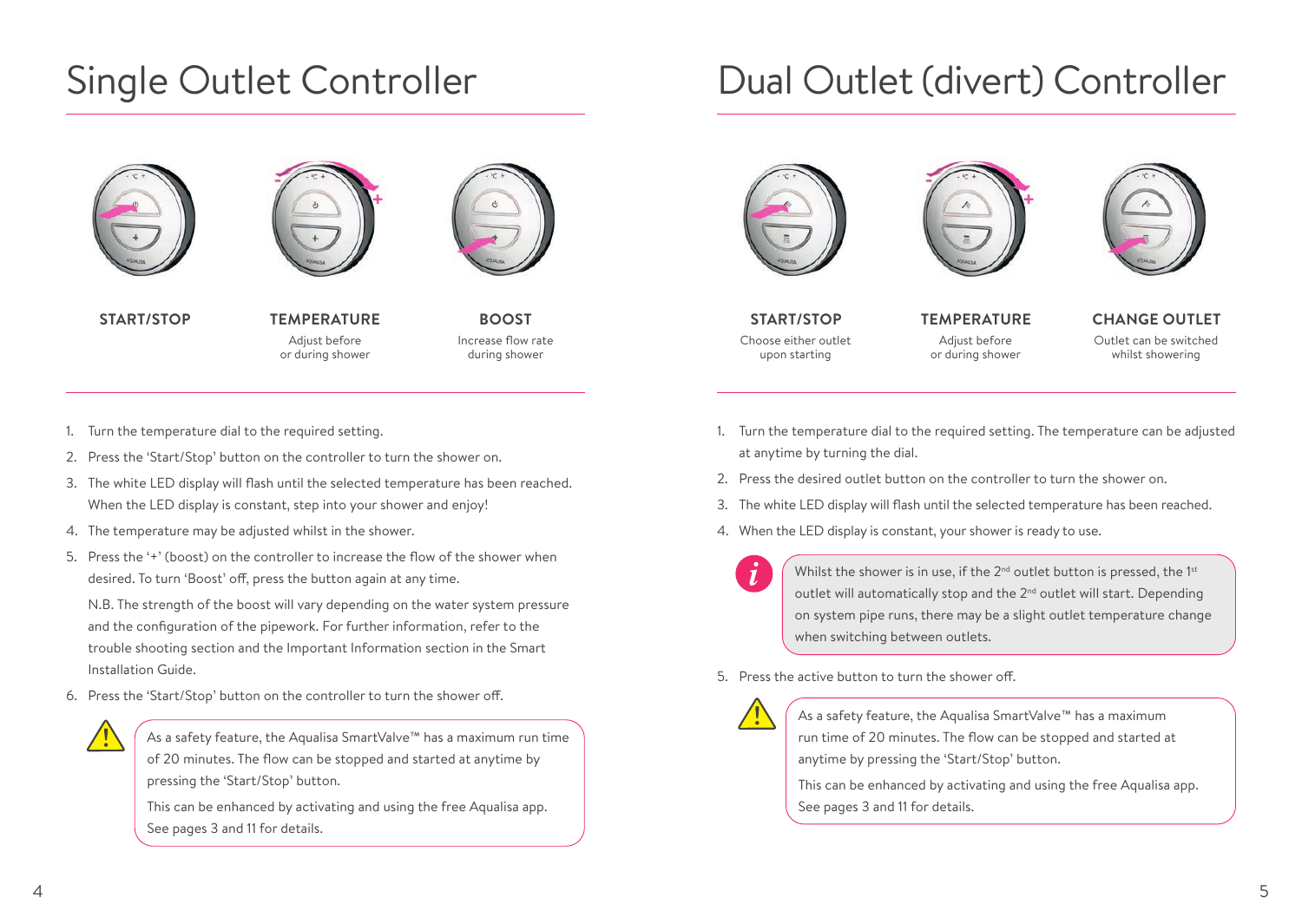# Single Outlet Controller

**START/STOP**

**TEMPERATURE**
Adjust before or during shower

**BOOST**
Increase flow rate during shower

1. Turn the temperature dial to the required setting.
2. Press the 'Start/Stop' button on the controller to turn the shower on.
3. The white LED display will flash until the selected temperature has been reached. When the LED display is constant, step into your shower and enjoy!
4. The temperature may be adjusted whilst in the shower.
5. Press the '+' (boost) on the controller to increase the flow of the shower when desired. To turn 'Boost' off, press the button again at any time.

   N.B. The strength of the boost will vary depending on the water system pressure and the configuration of the pipework. For further information, refer to the trouble shooting section and the Important Information section in the Smart Installation Guide.
6. Press the 'Start/Stop' button on the controller to turn the shower off.

> As a safety feature, the Aqualisa SmartValve™ has a maximum run time of 20 minutes. The flow can be stopped and started at anytime by pressing the 'Start/Stop' button.
>
> This can be enhanced by activating and using the free Aqualisa app. See pages 3 and 11 for details.

# Dual Outlet (divert) Controller

**START/STOP**
Choose either outlet upon starting

**TEMPERATURE**
Adjust before or during shower

**CHANGE OUTLET**
Outlet can be switched whilst showering

1. Turn the temperature dial to the required setting. The temperature can be adjusted at anytime by turning the dial.
2. Press the desired outlet button on the controller to turn the shower on.
3. The white LED display will flash until the selected temperature has been reached.
4. When the LED display is constant, your shower is ready to use.

> Whilst the shower is in use, if the 2nd outlet button is pressed, the 1st outlet will automatically stop and the 2nd outlet will start. Depending on system pipe runs, there may be a slight outlet temperature change when switching between outlets.

5. Press the active button to turn the shower off.

> As a safety feature, the Aqualisa SmartValve™ has a maximum run time of 20 minutes. The flow can be stopped and started at anytime by pressing the 'Start/Stop' button.
>
> This can be enhanced by activating and using the free Aqualisa app. See pages 3 and 11 for details.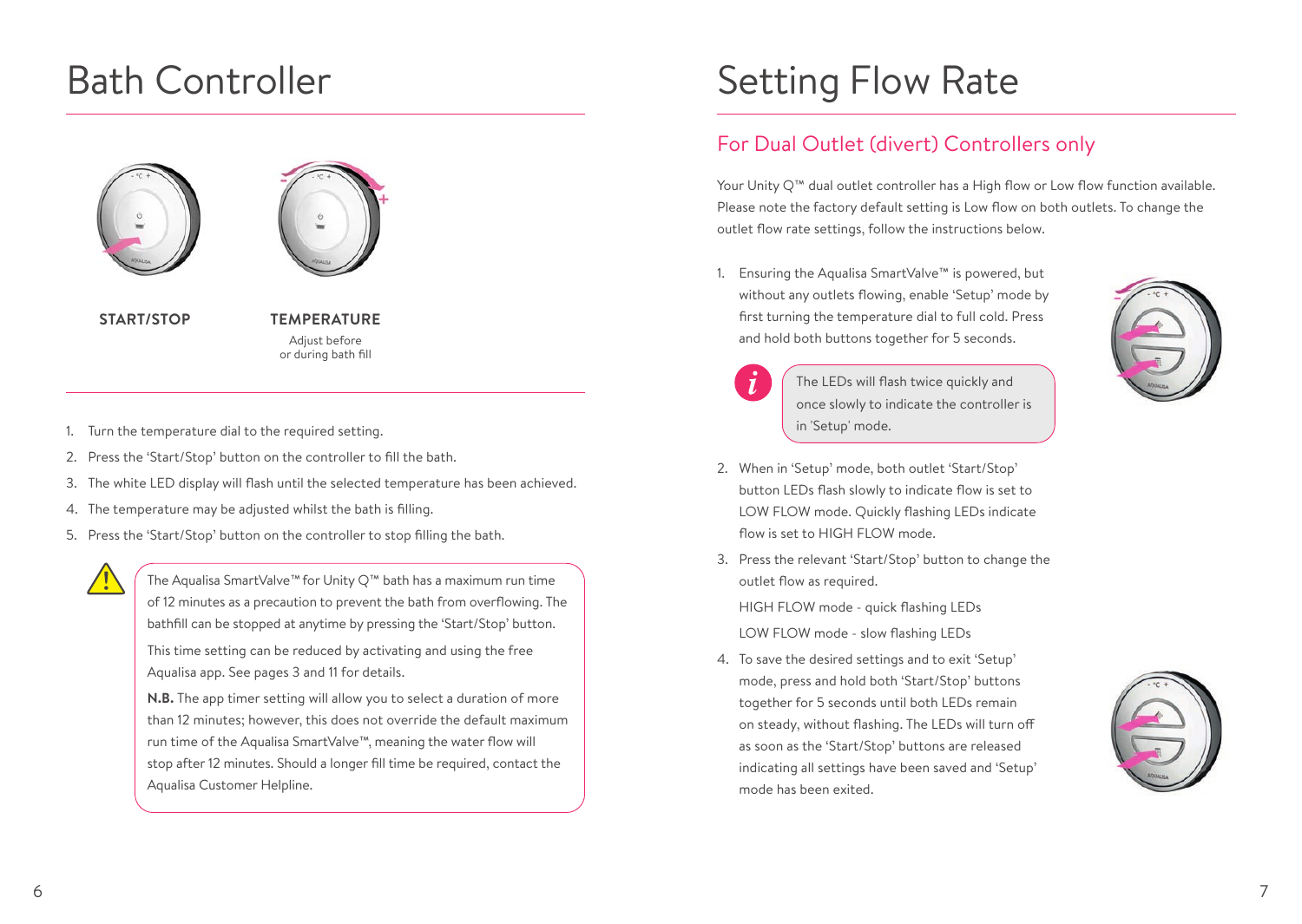# Bath Controller

**START/STOP**

**TEMPERATURE**

Adjust before or during bath fill

1. Turn the temperature dial to the required setting.
2. Press the 'Start/Stop' button on the controller to fill the bath.
3. The white LED display will flash until the selected temperature has been achieved.
4. The temperature may be adjusted whilst the bath is filling.
5. Press the 'Start/Stop' button on the controller to stop filling the bath.

> The Aqualisa SmartValve™ for Unity Q™ bath has a maximum run time of 12 minutes as a precaution to prevent the bath from overflowing. The bathfill can be stopped at anytime by pressing the 'Start/Stop' button.
>
> This time setting can be reduced by activating and using the free Aqualisa app. See pages 3 and 11 for details.
>
> **N.B.** The app timer setting will allow you to select a duration of more than 12 minutes; however, this does not override the default maximum run time of the Aqualisa SmartValve™, meaning the water flow will stop after 12 minutes. Should a longer fill time be required, contact the Aqualisa Customer Helpline.

# Setting Flow Rate

## For Dual Outlet (divert) Controllers only

Your Unity Q™ dual outlet controller has a High flow or Low flow function available. Please note the factory default setting is Low flow on both outlets. To change the outlet flow rate settings, follow the instructions below.

1. Ensuring the Aqualisa SmartValve™ is powered, but without any outlets flowing, enable 'Setup' mode by first turning the temperature dial to full cold. Press and hold both buttons together for 5 seconds.

> The LEDs will flash twice quickly and once slowly to indicate the controller is in 'Setup' mode.

2. When in 'Setup' mode, both outlet 'Start/Stop' button LEDs flash slowly to indicate flow is set to LOW FLOW mode. Quickly flashing LEDs indicate flow is set to HIGH FLOW mode.
3. Press the relevant 'Start/Stop' button to change the outlet flow as required.

   HIGH FLOW mode - quick flashing LEDs

   LOW FLOW mode - slow flashing LEDs
4. To save the desired settings and to exit 'Setup' mode, press and hold both 'Start/Stop' buttons together for 5 seconds until both LEDs remain on steady, without flashing. The LEDs will turn off as soon as the 'Start/Stop' buttons are released indicating all settings have been saved and 'Setup' mode has been exited.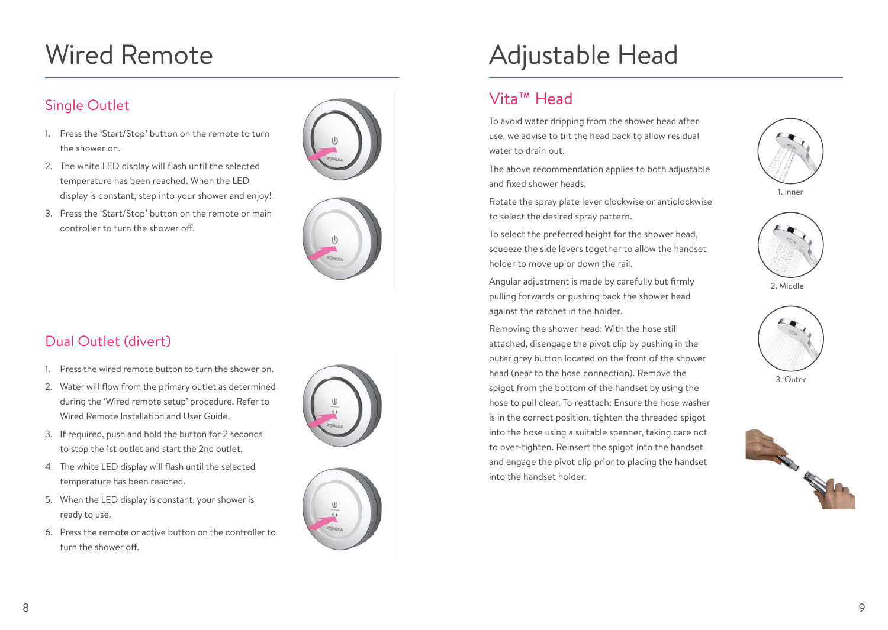# Wired Remote

## Single Outlet

1. Press the 'Start/Stop' button on the remote to turn the shower on.
2. The white LED display will flash until the selected temperature has been reached. When the LED display is constant, step into your shower and enjoy!
3. Press the 'Start/Stop' button on the remote or main controller to turn the shower off.

## Dual Outlet (divert)

1. Press the wired remote button to turn the shower on.
2. Water will flow from the primary outlet as determined during the 'Wired remote setup' procedure. Refer to Wired Remote Installation and User Guide.
3. If required, push and hold the button for 2 seconds to stop the 1st outlet and start the 2nd outlet.
4. The white LED display will flash until the selected temperature has been reached.
5. When the LED display is constant, your shower is ready to use.
6. Press the remote or active button on the controller to turn the shower off.

# Adjustable Head

## Vita™ Head

To avoid water dripping from the shower head after use, we advise to tilt the head back to allow residual water to drain out.

The above recommendation applies to both adjustable and fixed shower heads.

Rotate the spray plate lever clockwise or anticlockwise to select the desired spray pattern.

To select the preferred height for the shower head, squeeze the side levers together to allow the handset holder to move up or down the rail.

Angular adjustment is made by carefully but firmly pulling forwards or pushing back the shower head against the ratchet in the holder.

Removing the shower head: With the hose still attached, disengage the pivot clip by pushing in the outer grey button located on the front of the shower head (near to the hose connection). Remove the spigot from the bottom of the handset by using the hose to pull clear. To reattach: Ensure the hose washer is in the correct position, tighten the threaded spigot into the hose using a suitable spanner, taking care not to over-tighten. Reinsert the spigot into the handset and engage the pivot clip prior to placing the handset into the handset holder.

1. Inner

2. Middle

3. Outer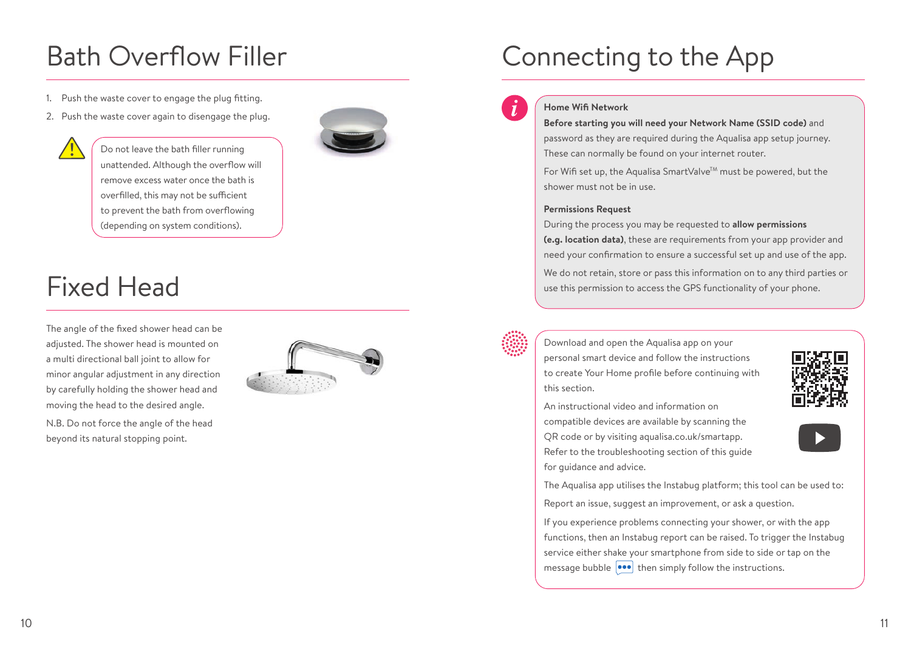# Bath Overflow Filler

1. Push the waste cover to engage the plug fitting.
2. Push the waste cover again to disengage the plug.

Do not leave the bath filler running unattended. Although the overflow will remove excess water once the bath is overfilled, this may not be sufficient to prevent the bath from overflowing (depending on system conditions).

# Fixed Head

The angle of the fixed shower head can be adjusted. The shower head is mounted on a multi directional ball joint to allow for minor angular adjustment in any direction by carefully holding the shower head and moving the head to the desired angle.

N.B. Do not force the angle of the head beyond its natural stopping point.

# Connecting to the App

**Home Wifi Network**

**Before starting you will need your Network Name (SSID code)** and password as they are required during the Aqualisa app setup journey. These can normally be found on your internet router.

For Wifi set up, the Aqualisa SmartValve™ must be powered, but the shower must not be in use.

**Permissions Request**

During the process you may be requested to **allow permissions (e.g. location data)**, these are requirements from your app provider and need your confirmation to ensure a successful set up and use of the app.

We do not retain, store or pass this information on to any third parties or use this permission to access the GPS functionality of your phone.

Download and open the Aqualisa app on your personal smart device and follow the instructions to create Your Home profile before continuing with this section.

An instructional video and information on compatible devices are available by scanning the QR code or by visiting aqualisa.co.uk/smartapp. Refer to the troubleshooting section of this guide for guidance and advice.

The Aqualisa app utilises the Instabug platform; this tool can be used to:

Report an issue, suggest an improvement, or ask a question.

If you experience problems connecting your shower, or with the app functions, then an Instabug report can be raised. To trigger the Instabug service either shake your smartphone from side to side or tap on the message bubble then simply follow the instructions.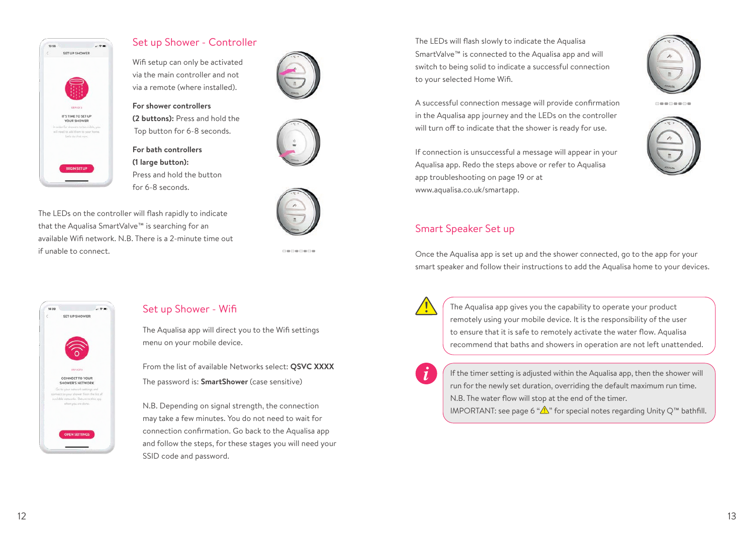## Set up Shower - Controller

Wifi setup can only be activated via the main controller and not via a remote (where installed).

**For shower controllers (2 buttons):** Press and hold the Top button for 6-8 seconds.

**For bath controllers (1 large button):** Press and hold the button for 6-8 seconds.

The LEDs on the controller will flash rapidly to indicate that the Aqualisa SmartValve™ is searching for an available Wifi network. N.B. There is a 2-minute time out if unable to connect.

## Set up Shower - Wifi

The Aqualisa app will direct you to the Wifi settings menu on your mobile device.

From the list of available Networks select: **QSVC XXXX**

The password is: **SmartShower** (case sensitive)

N.B. Depending on signal strength, the connection may take a few minutes. You do not need to wait for connection confirmation. Go back to the Aqualisa app and follow the steps, for these stages you will need your SSID code and password.

The LEDs will flash slowly to indicate the Aqualisa SmartValve™ is connected to the Aqualisa app and will switch to being solid to indicate a successful connection to your selected Home Wifi.

A successful connection message will provide confirmation in the Aqualisa app journey and the LEDs on the controller will turn off to indicate that the shower is ready for use.

If connection is unsuccessful a message will appear in your Aqualisa app. Redo the steps above or refer to Aqualisa app troubleshooting on page 19 or at www.aqualisa.co.uk/smartapp.

## Smart Speaker Set up

Once the Aqualisa app is set up and the shower connected, go to the app for your smart speaker and follow their instructions to add the Aqualisa home to your devices.

The Aqualisa app gives you the capability to operate your product remotely using your mobile device. It is the responsibility of the user to ensure that it is safe to remotely activate the water flow. Aqualisa recommend that baths and showers in operation are not left unattended.

If the timer setting is adjusted within the Aqualisa app, then the shower will run for the newly set duration, overriding the default maximum run time. N.B. The water flow will stop at the end of the timer.
IMPORTANT: see page 6 "⚠" for special notes regarding Unity Q™ bathfill.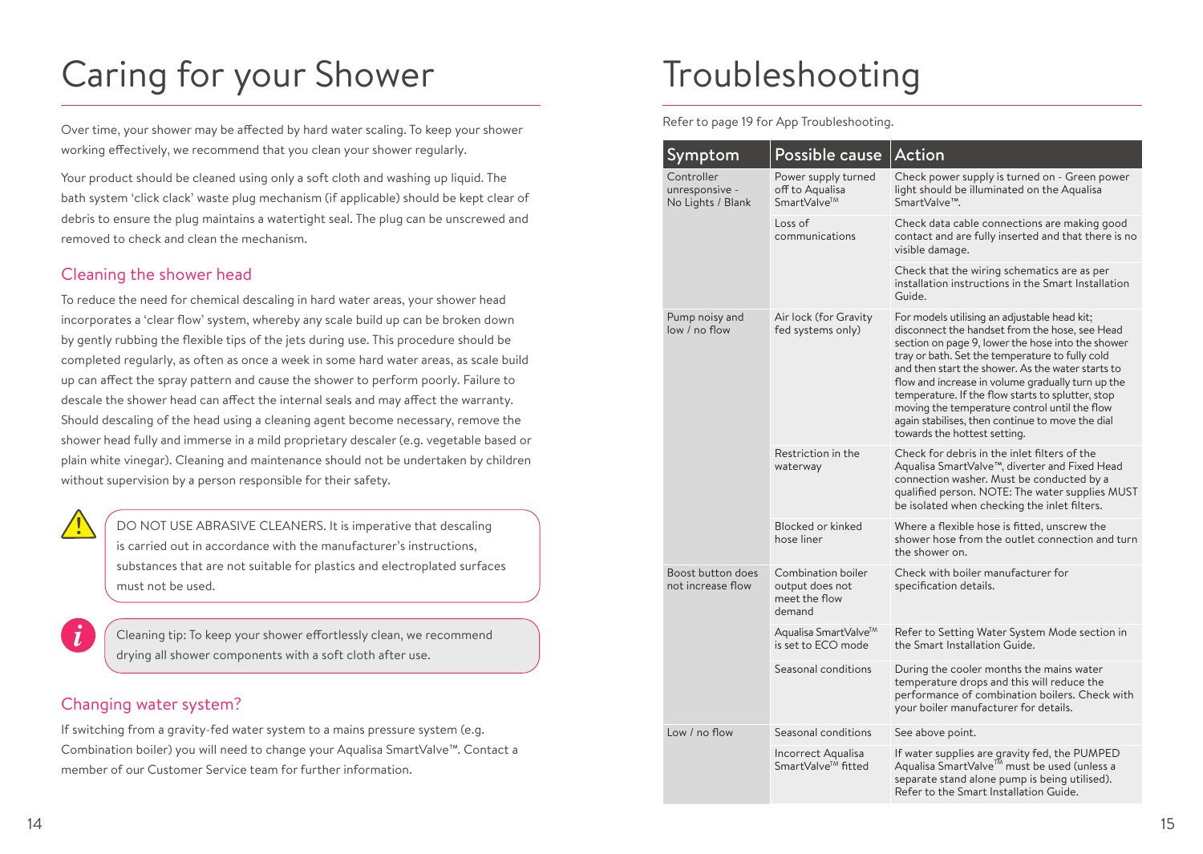# Caring for your Shower

Over time, your shower may be affected by hard water scaling. To keep your shower working effectively, we recommend that you clean your shower regularly.

Your product should be cleaned using only a soft cloth and washing up liquid. The bath system 'click clack' waste plug mechanism (if applicable) should be kept clear of debris to ensure the plug maintains a watertight seal. The plug can be unscrewed and removed to check and clean the mechanism.

## Cleaning the shower head

To reduce the need for chemical descaling in hard water areas, your shower head incorporates a 'clear flow' system, whereby any scale build up can be broken down by gently rubbing the flexible tips of the jets during use. This procedure should be completed regularly, as often as once a week in some hard water areas, as scale build up can affect the spray pattern and cause the shower to perform poorly. Failure to descale the shower head can affect the internal seals and may affect the warranty. Should descaling of the head using a cleaning agent become necessary, remove the shower head fully and immerse in a mild proprietary descaler (e.g. vegetable based or plain white vinegar). Cleaning and maintenance should not be undertaken by children without supervision by a person responsible for their safety.

DO NOT USE ABRASIVE CLEANERS. It is imperative that descaling is carried out in accordance with the manufacturer's instructions, substances that are not suitable for plastics and electroplated surfaces must not be used.

Cleaning tip: To keep your shower effortlessly clean, we recommend drying all shower components with a soft cloth after use.

## Changing water system?

If switching from a gravity-fed water system to a mains pressure system (e.g. Combination boiler) you will need to change your Aqualisa SmartValve™. Contact a member of our Customer Service team for further information.

# Troubleshooting

Refer to page 19 for App Troubleshooting.

| Symptom | Possible cause | Action |
|---|---|---|
| Controller unresponsive - No Lights / Blank | Power supply turned off to Aqualisa SmartValve™ | Check power supply is turned on - Green power light should be illuminated on the Aqualisa SmartValve™. |
| | Loss of communications | Check data cable connections are making good contact and are fully inserted and that there is no visible damage. |
| | | Check that the wiring schematics are as per installation instructions in the Smart Installation Guide. |
| Pump noisy and low / no flow | Air lock (for Gravity fed systems only) | For models utilising an adjustable head kit; disconnect the handset from the hose, see Head section on page 9, lower the hose into the shower tray or bath. Set the temperature to fully cold and then start the shower. As the water starts to flow and increase in volume gradually turn up the temperature. If the flow starts to splutter, stop moving the temperature control until the flow again stabilises, then continue to move the dial towards the hottest setting. |
| | Restriction in the waterway | Check for debris in the inlet filters of the Aqualisa SmartValve™, diverter and Fixed Head connection washer. Must be conducted by a qualified person. NOTE: The water supplies MUST be isolated when checking the inlet filters. |
| | Blocked or kinked hose liner | Where a flexible hose is fitted, unscrew the shower hose from the outlet connection and turn the shower on. |
| Boost button does not increase flow | Combination boiler output does not meet the flow demand | Check with boiler manufacturer for specification details. |
| | Aqualisa SmartValve™ is set to ECO mode | Refer to Setting Water System Mode section in the Smart Installation Guide. |
| | Seasonal conditions | During the cooler months the mains water temperature drops and this will reduce the performance of combination boilers. Check with your boiler manufacturer for details. |
| Low / no flow | Seasonal conditions | See above point. |
| | Incorrect Aqualisa SmartValve™ fitted | If water supplies are gravity fed, the PUMPED Aqualisa SmartValve™ must be used (unless a separate stand alone pump is being utilised). Refer to the Smart Installation Guide. |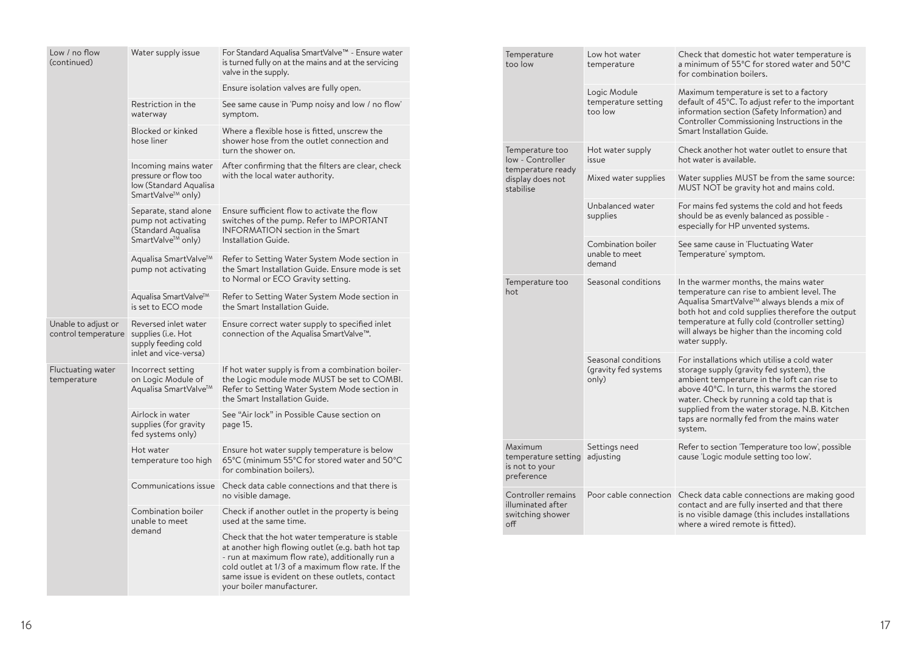| | | |
|---|---|---|
| Low / no flow (continued) | Water supply issue | For Standard Aqualisa SmartValve™ - Ensure water is turned fully on at the mains and at the servicing valve in the supply. |
| | | Ensure isolation valves are fully open. |
| | Restriction in the waterway | See same cause in 'Pump noisy and low / no flow' symptom. |
| | Blocked or kinked hose liner | Where a flexible hose is fitted, unscrew the shower hose from the outlet connection and turn the shower on. |
| | Incoming mains water pressure or flow too low (Standard Aqualisa SmartValve™ only) | After confirming that the filters are clear, check with the local water authority. |
| | Separate, stand alone pump not activating (Standard Aqualisa SmartValve™ only) | Ensure sufficient flow to activate the flow switches of the pump. Refer to IMPORTANT INFORMATION section in the Smart Installation Guide. |
| | Aqualisa SmartValve™ pump not activating | Refer to Setting Water System Mode section in the Smart Installation Guide. Ensure mode is set to Normal or ECO Gravity setting. |
| | Aqualisa SmartValve™ is set to ECO mode | Refer to Setting Water System Mode section in the Smart Installation Guide. |
| Unable to adjust or control temperature | Reversed inlet water supplies (i.e. Hot supply feeding cold inlet and vice-versa) | Ensure correct water supply to specified inlet connection of the Aqualisa SmartValve™. |
| Fluctuating water temperature | Incorrect setting on Logic Module of Aqualisa SmartValve™ | If hot water supply is from a combination boiler- the Logic module mode MUST be set to COMBI. Refer to Setting Water System Mode section in the Smart Installation Guide. |
| | Airlock in water supplies (for gravity fed systems only) | See "Air lock" in Possible Cause section on page 15. |
| | Hot water temperature too high | Ensure hot water supply temperature is below 65°C (minimum 55°C for stored water and 50°C for combination boilers). |
| | Communications issue | Check data cable connections and that there is no visible damage. |
| | Combination boiler unable to meet demand | Check if another outlet in the property is being used at the same time. |
| | | Check that the hot water temperature is stable at another high flowing outlet (e.g. bath hot tap - run at maximum flow rate), additionally run a cold outlet at 1/3 of a maximum flow rate. If the same issue is evident on these outlets, contact your boiler manufacturer. |
| Temperature too low | Low hot water temperature | Check that domestic hot water temperature is a minimum of 55°C for stored water and 50°C for combination boilers. |
| | Logic Module temperature setting too low | Maximum temperature is set to a factory default of 45°C. To adjust refer to the important information section (Safety Information) and Controller Commissioning Instructions in the Smart Installation Guide. |
| Temperature too low - Controller temperature ready display does not stabilise | Hot water supply issue | Check another hot water outlet to ensure that hot water is available. |
| | Mixed water supplies | Water supplies MUST be from the same source: MUST NOT be gravity hot and mains cold. |
| | Unbalanced water supplies | For mains fed systems the cold and hot feeds should be as evenly balanced as possible - especially for HP unvented systems. |
| | Combination boiler unable to meet demand | See same cause in 'Fluctuating Water Temperature' symptom. |
| Temperature too hot | Seasonal conditions | In the warmer months, the mains water temperature can rise to ambient level. The Aqualisa SmartValve™ always blends a mix of both hot and cold supplies therefore the output temperature at fully cold (controller setting) will always be higher than the incoming cold water supply. |
| | Seasonal conditions (gravity fed systems only) | For installations which utilise a cold water storage supply (gravity fed system), the ambient temperature in the loft can rise to above 40°C. In turn, this warms the stored water. Check by running a cold tap that is supplied from the water storage. N.B. Kitchen taps are normally fed from the mains water system. |
| Maximum temperature setting is not to your preference | Settings need adjusting | Refer to section 'Temperature too low', possible cause 'Logic module setting too low'. |
| Controller remains illuminated after switching shower off | Poor cable connection | Check data cable connections are making good contact and are fully inserted and that there is no visible damage (this includes installations where a wired remote is fitted). |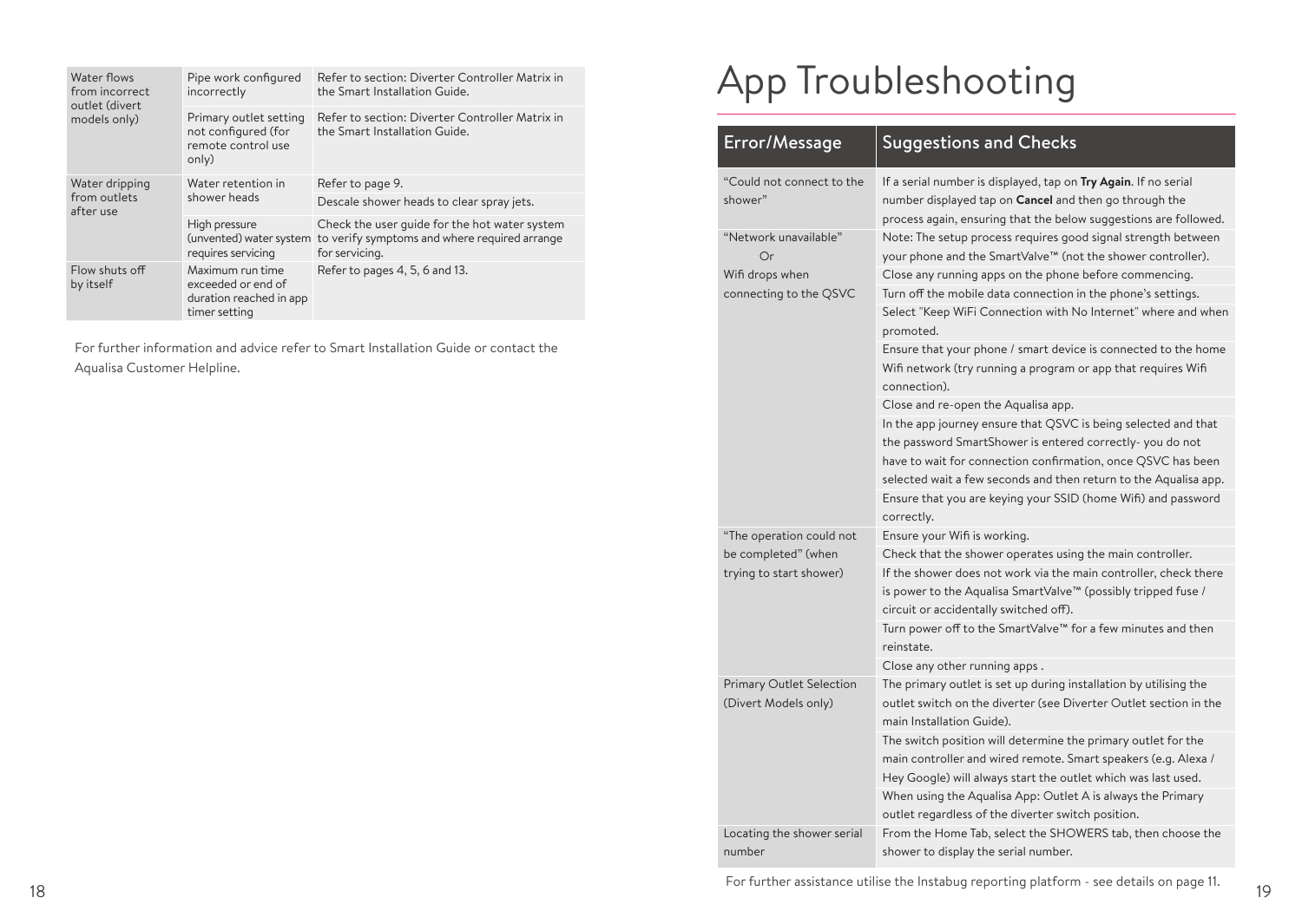| | | |
|---|---|---|
| Water flows from incorrect outlet (divert models only) | Pipe work configured incorrectly | Refer to section: Diverter Controller Matrix in the Smart Installation Guide. |
| | Primary outlet setting not configured (for remote control use only) | Refer to section: Diverter Controller Matrix in the Smart Installation Guide. |
| Water dripping from outlets after use | Water retention in shower heads | Refer to page 9. |
| | | Descale shower heads to clear spray jets. |
| | High pressure (unvented) water system requires servicing | Check the user guide for the hot water system to verify symptoms and where required arrange for servicing. |
| Flow shuts off by itself | Maximum run time exceeded or end of duration reached in app timer setting | Refer to pages 4, 5, 6 and 13. |

For further information and advice refer to Smart Installation Guide or contact the Aqualisa Customer Helpline.

# App Troubleshooting

| Error/Message | Suggestions and Checks |
|---|---|
| "Could not connect to the shower" | If a serial number is displayed, tap on **Try Again**. If no serial number displayed tap on **Cancel** and then go through the process again, ensuring that the below suggestions are followed. |
| "Network unavailable" Or Wifi drops when connecting to the QSVC | Note: The setup process requires good signal strength between your phone and the SmartValve™ (not the shower controller). |
| | Close any running apps on the phone before commencing. |
| | Turn off the mobile data connection in the phone's settings. |
| | Select "Keep WiFi Connection with No Internet" where and when promoted. |
| | Ensure that your phone / smart device is connected to the home Wifi network (try running a program or app that requires Wifi connection). |
| | Close and re-open the Aqualisa app. |
| | In the app journey ensure that QSVC is being selected and that the password SmartShower is entered correctly- you do not have to wait for connection confirmation, once QSVC has been selected wait a few seconds and then return to the Aqualisa app. |
| | Ensure that you are keying your SSID (home Wifi) and password correctly. |
| "The operation could not be completed" (when trying to start shower) | Ensure your Wifi is working. |
| | Check that the shower operates using the main controller. |
| | If the shower does not work via the main controller, check there is power to the Aqualisa SmartValve™ (possibly tripped fuse / circuit or accidentally switched off). |
| | Turn power off to the SmartValve™ for a few minutes and then reinstate. |
| | Close any other running apps . |
| Primary Outlet Selection (Divert Models only) | The primary outlet is set up during installation by utilising the outlet switch on the diverter (see Diverter Outlet section in the main Installation Guide). |
| | The switch position will determine the primary outlet for the main controller and wired remote. Smart speakers (e.g. Alexa / Hey Google) will always start the outlet which was last used. |
| | When using the Aqualisa App: Outlet A is always the Primary outlet regardless of the diverter switch position. |
| Locating the shower serial number | From the Home Tab, select the SHOWERS tab, then choose the shower to display the serial number. |

For further assistance utilise the Instabug reporting platform - see details on page 11.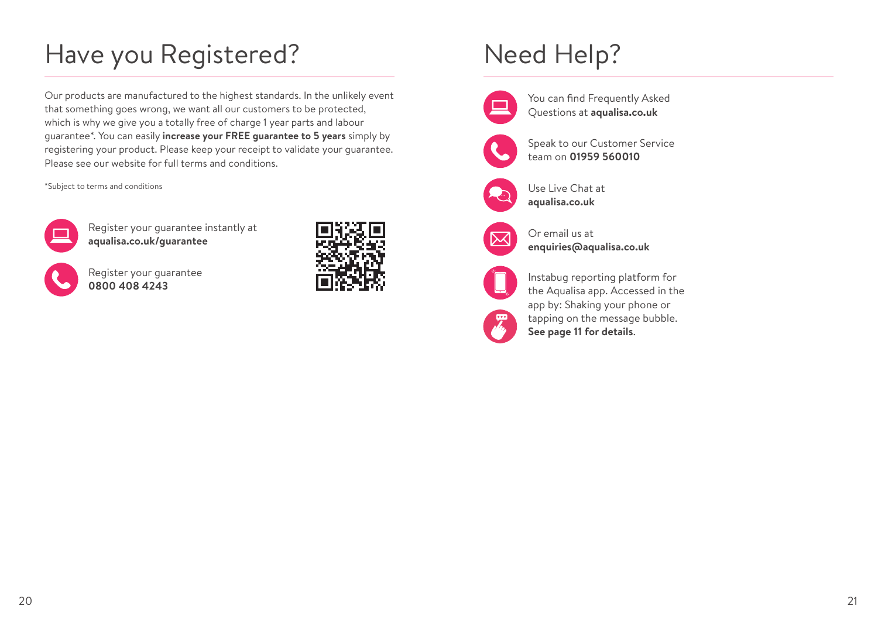# Have you Registered?

Our products are manufactured to the highest standards. In the unlikely event that something goes wrong, we want all our customers to be protected, which is why we give you a totally free of charge 1 year parts and labour guarantee*. You can easily **increase your FREE guarantee to 5 years** simply by registering your product. Please keep your receipt to validate your guarantee. Please see our website for full terms and conditions.

*Subject to terms and conditions

Register your guarantee instantly at **aqualisa.co.uk/guarantee**

Register your guarantee **0800 408 4243**

# Need Help?

You can find Frequently Asked Questions at **aqualisa.co.uk**

Speak to our Customer Service team on **01959 560010**

Use Live Chat at **aqualisa.co.uk**

Or email us at **enquiries@aqualisa.co.uk**

Instabug reporting platform for the Aqualisa app. Accessed in the app by: Shaking your phone or tapping on the message bubble. **See page 11 for details**.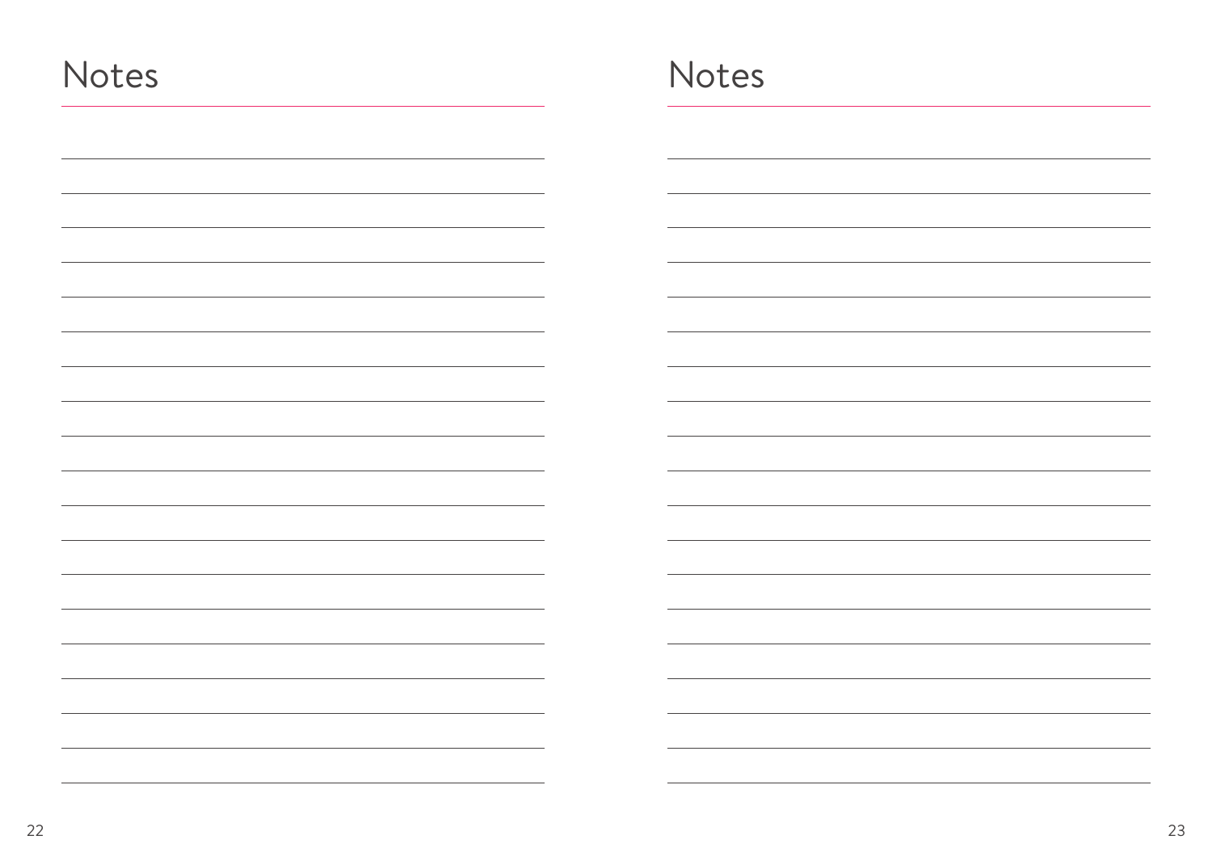# Notes

# Notes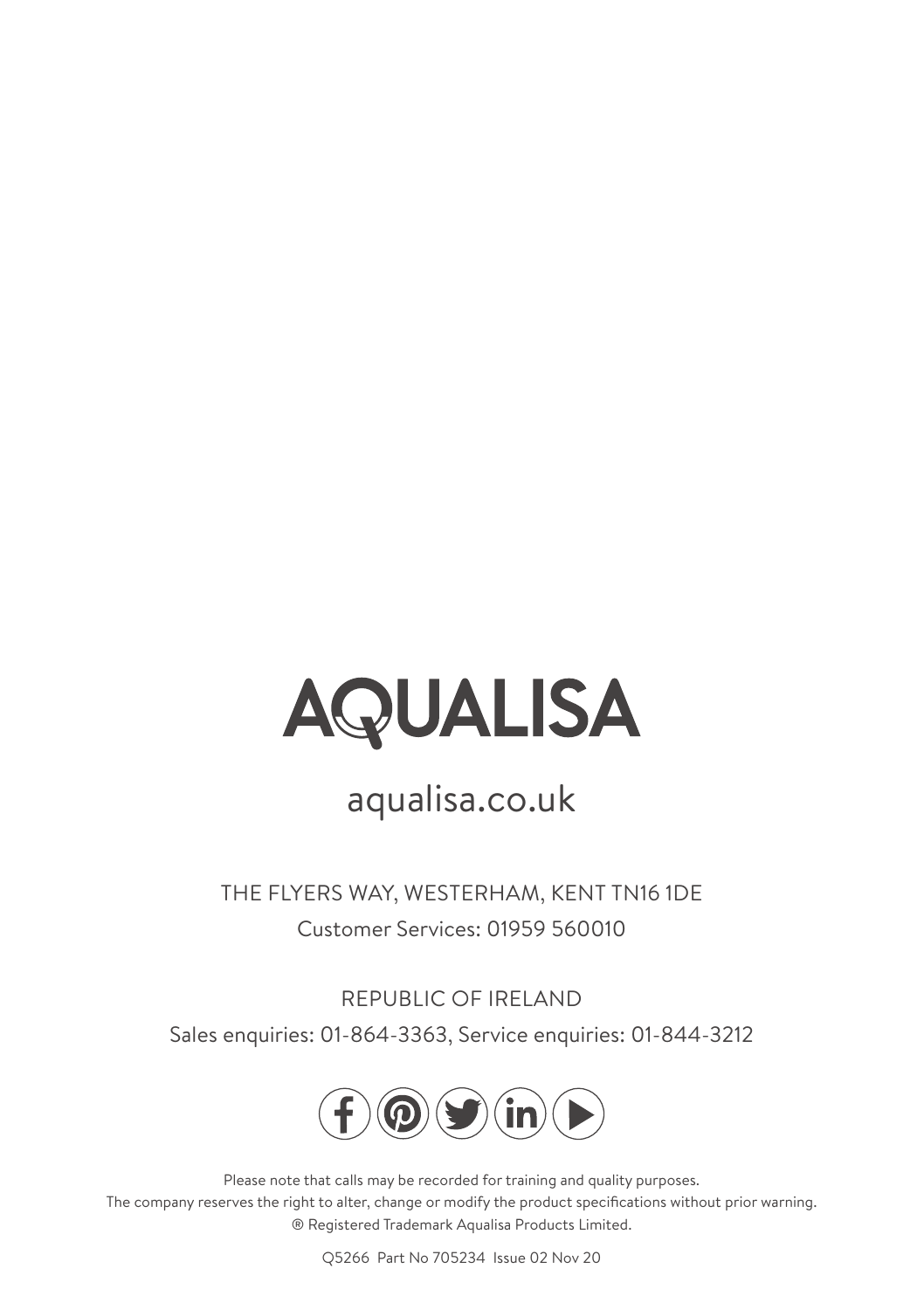# AQUALISA

aqualisa.co.uk

THE FLYERS WAY, WESTERHAM, KENT TN16 1DE

Customer Services: 01959 560010

REPUBLIC OF IRELAND

Sales enquiries: 01-864-3363, Service enquiries: 01-844-3212

Please note that calls may be recorded for training and quality purposes.

The company reserves the right to alter, change or modify the product specifications without prior warning.

® Registered Trademark Aqualisa Products Limited.

Q5266 Part No 705234 Issue 02 Nov 20